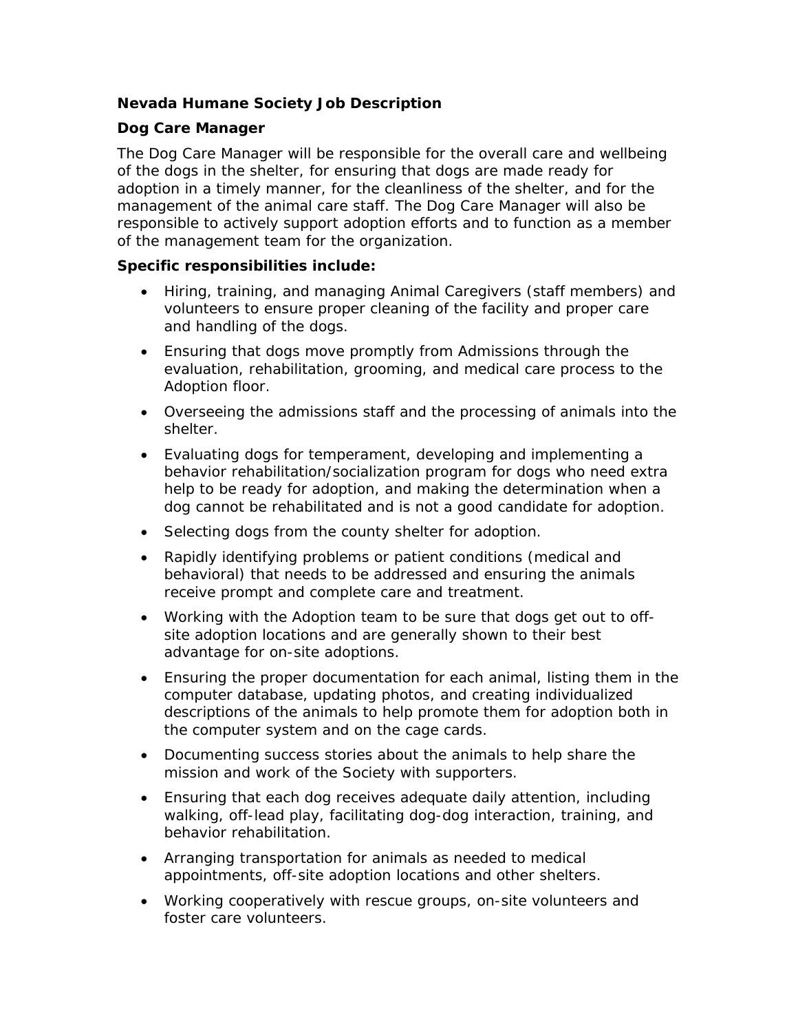**Nevada Humane Society Job Description**

**Dog Care Manager**

The Dog Care Manager will be responsible for the overall care and wellbeing of the dogs in the shelter, for ensuring that dogs are made ready for adoption in a timely manner, for the cleanliness of the shelter, and for the management of the animal care staff. The Dog Care Manager will also be responsible to actively support adoption efforts and to function as a member of the management team for the organization.

**Specific responsibilities include:**

- Hiring, training, and managing Animal Caregivers (staff members) and volunteers to ensure proper cleaning of the facility and proper care and handling of the dogs.
- Ensuring that dogs move promptly from Admissions through the evaluation, rehabilitation, grooming, and medical care process to the Adoption floor.
- Overseeing the admissions staff and the processing of animals into the shelter.
- Evaluating dogs for temperament, developing and implementing a behavior rehabilitation/socialization program for dogs who need extra help to be ready for adoption, and making the determination when a dog cannot be rehabilitated and is not a good candidate for adoption.
- Selecting dogs from the county shelter for adoption.
- Rapidly identifying problems or patient conditions (medical and behavioral) that needs to be addressed and ensuring the animals receive prompt and complete care and treatment.
- Working with the Adoption team to be sure that dogs get out to off-site adoption locations and are generally shown to their best advantage for on-site adoptions.
- Ensuring the proper documentation for each animal, listing them in the computer database, updating photos, and creating individualized descriptions of the animals to help promote them for adoption both in the computer system and on the cage cards.
- Documenting success stories about the animals to help share the mission and work of the Society with supporters.
- Ensuring that each dog receives adequate daily attention, including walking, off-lead play, facilitating dog-dog interaction, training, and behavior rehabilitation.
- Arranging transportation for animals as needed to medical appointments, off-site adoption locations and other shelters.
- Working cooperatively with rescue groups, on-site volunteers and foster care volunteers.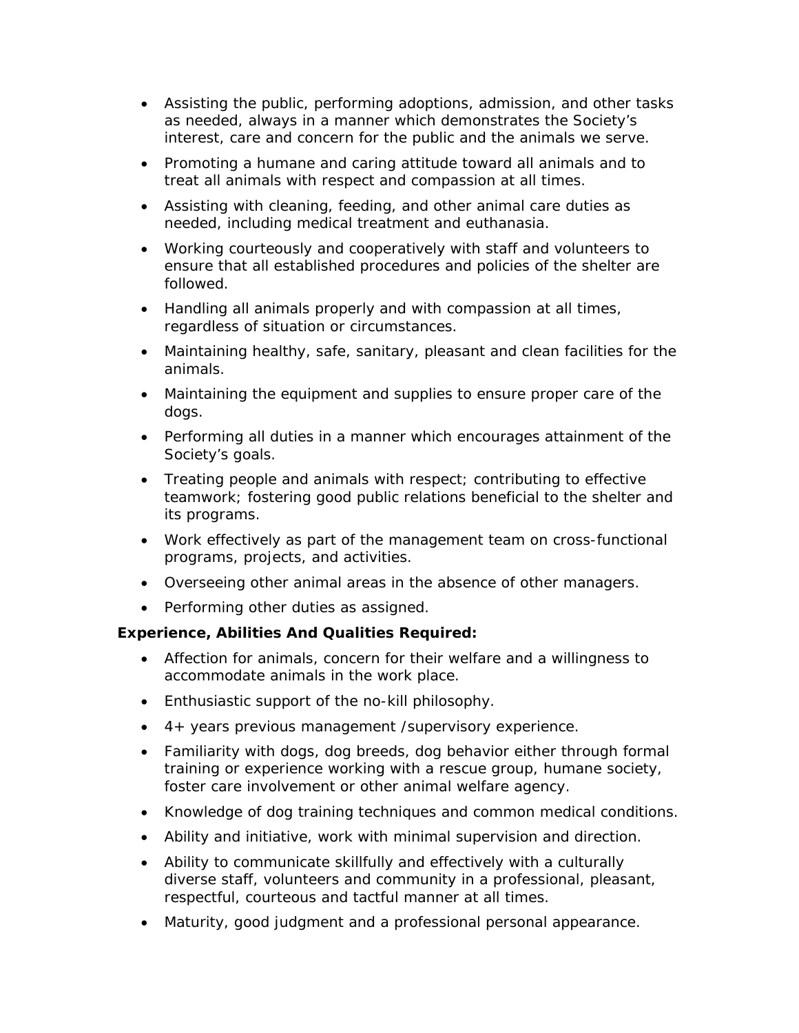- Assisting the public, performing adoptions, admission, and other tasks as needed, always in a manner which demonstrates the Society's interest, care and concern for the public and the animals we serve.
- Promoting a humane and caring attitude toward all animals and to treat all animals with respect and compassion at all times.
- Assisting with cleaning, feeding, and other animal care duties as needed, including medical treatment and euthanasia.
- Working courteously and cooperatively with staff and volunteers to ensure that all established procedures and policies of the shelter are followed.
- Handling all animals properly and with compassion at all times, regardless of situation or circumstances.
- Maintaining healthy, safe, sanitary, pleasant and clean facilities for the animals.
- Maintaining the equipment and supplies to ensure proper care of the dogs.
- Performing all duties in a manner which encourages attainment of the Society's goals.
- Treating people and animals with respect; contributing to effective teamwork; fostering good public relations beneficial to the shelter and its programs.
- Work effectively as part of the management team on cross-functional programs, projects, and activities.
- Overseeing other animal areas in the absence of other managers.
- Performing other duties as assigned.

**Experience, Abilities And Qualities Required:**

- Affection for animals, concern for their welfare and a willingness to accommodate animals in the work place.
- Enthusiastic support of the no-kill philosophy.
- 4+ years previous management /supervisory experience.
- Familiarity with dogs, dog breeds, dog behavior either through formal training or experience working with a rescue group, humane society, foster care involvement or other animal welfare agency.
- Knowledge of dog training techniques and common medical conditions.
- Ability and initiative, work with minimal supervision and direction.
- Ability to communicate skillfully and effectively with a culturally diverse staff, volunteers and community in a professional, pleasant, respectful, courteous and tactful manner at all times.
- Maturity, good judgment and a professional personal appearance.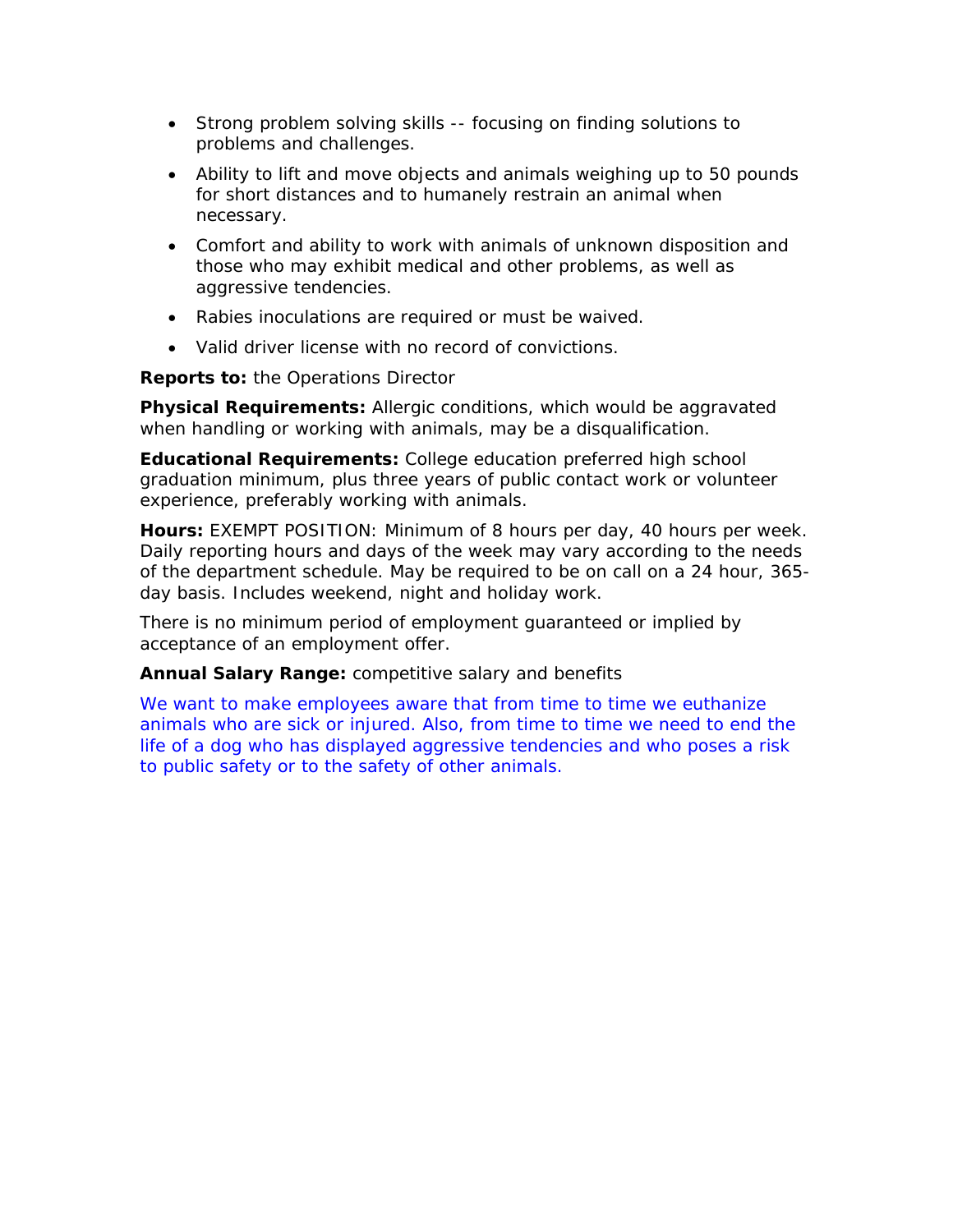- Strong problem solving skills -- focusing on finding solutions to problems and challenges.
- Ability to lift and move objects and animals weighing up to 50 pounds for short distances and to humanely restrain an animal when necessary.
- Comfort and ability to work with animals of unknown disposition and those who may exhibit medical and other problems, as well as aggressive tendencies.
- Rabies inoculations are required or must be waived.
- Valid driver license with no record of convictions.

**Reports to:** the Operations Director

**Physical Requirements:** Allergic conditions, which would be aggravated when handling or working with animals, may be a disqualification.

**Educational Requirements:** College education preferred high school graduation minimum, plus three years of public contact work or volunteer experience, preferably working with animals.

**Hours:** EXEMPT POSITION: Minimum of 8 hours per day, 40 hours per week. Daily reporting hours and days of the week may vary according to the needs of the department schedule. May be required to be on call on a 24 hour, 365-day basis. Includes weekend, night and holiday work.

There is no minimum period of employment guaranteed or implied by acceptance of an employment offer.

**Annual Salary Range:** competitive salary and benefits

We want to make employees aware that from time to time we euthanize animals who are sick or injured. Also, from time to time we need to end the life of a dog who has displayed aggressive tendencies and who poses a risk to public safety or to the safety of other animals.